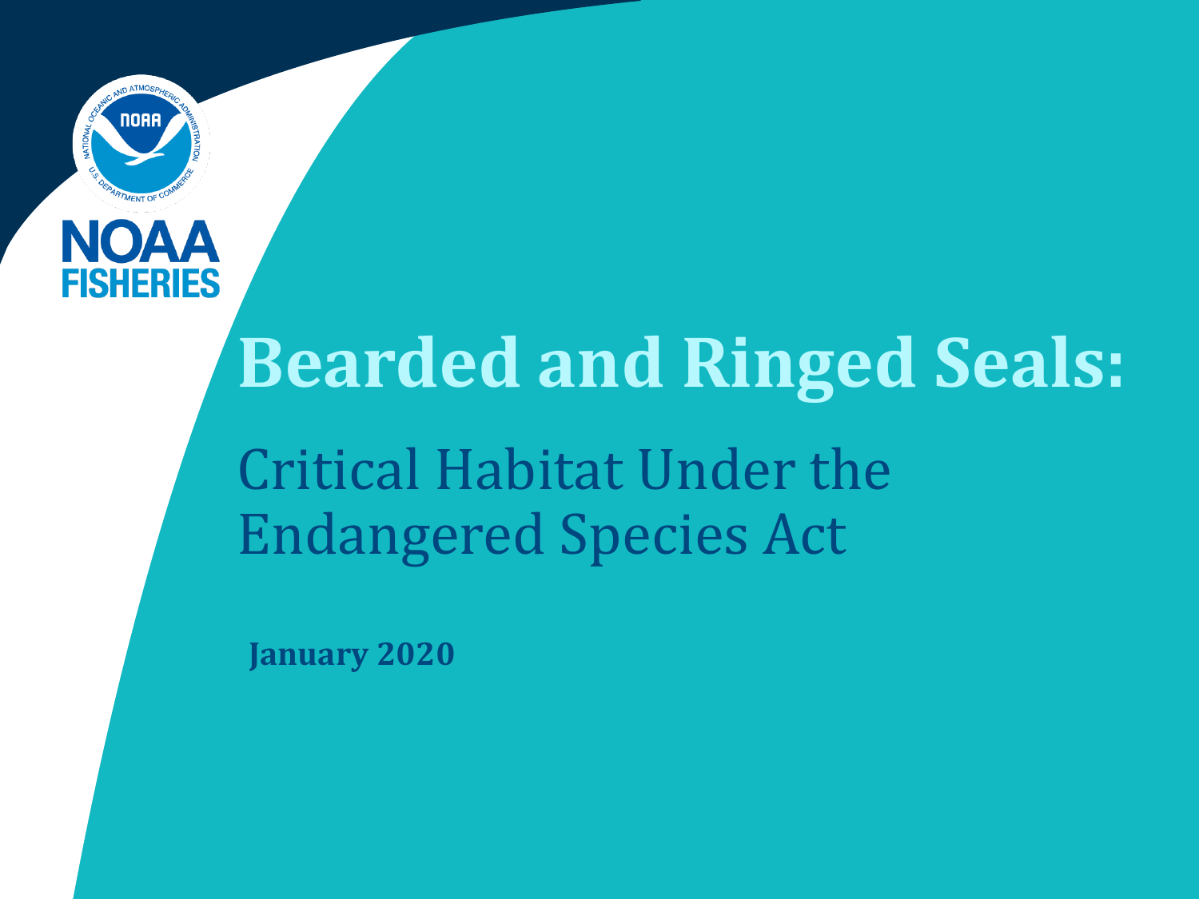NOAA FISHERIES

# Bearded and Ringed Seals:

## Critical Habitat Under the Endangered Species Act

**January 2020**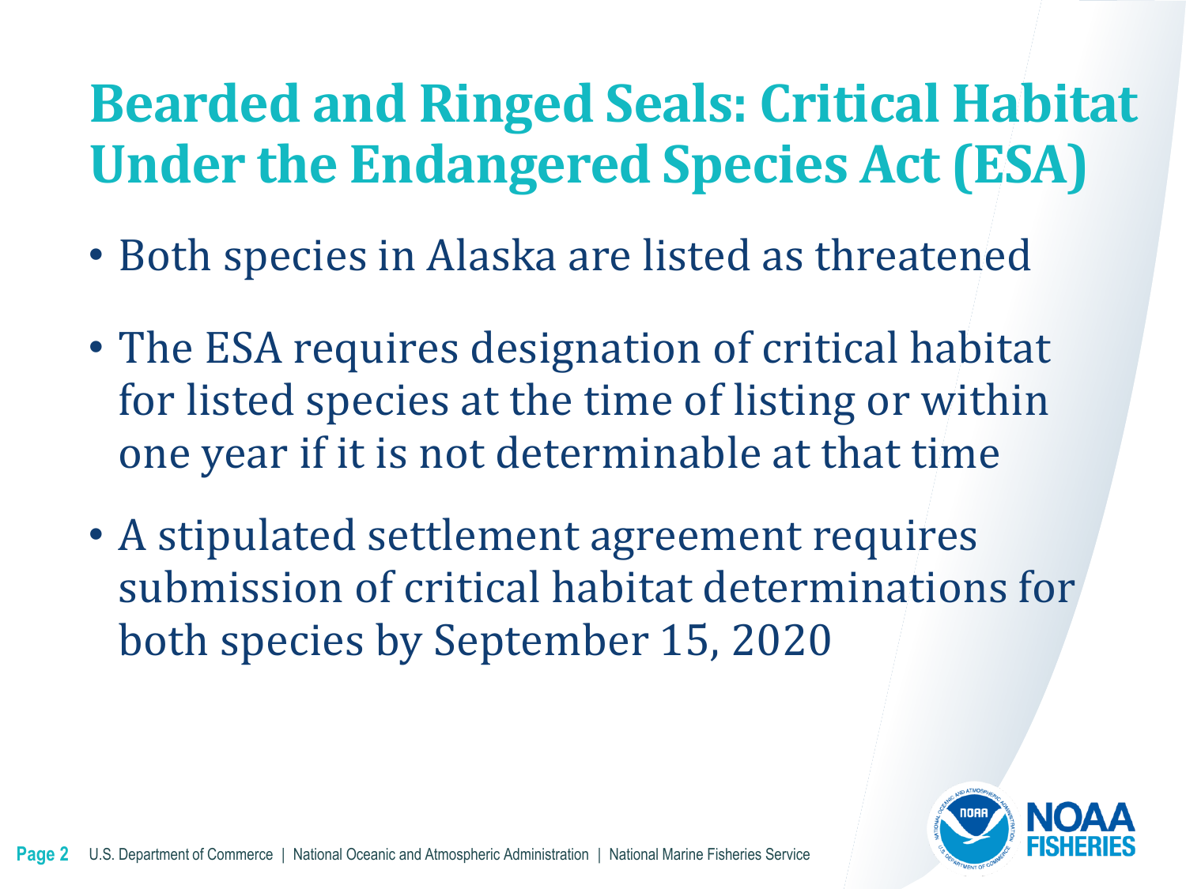# Bearded and Ringed Seals: Critical Habitat Under the Endangered Species Act (ESA)

- Both species in Alaska are listed as threatened
- The ESA requires designation of critical habitat for listed species at the time of listing or within one year if it is not determinable at that time
- A stipulated settlement agreement requires submission of critical habitat determinations for both species by September 15, 2020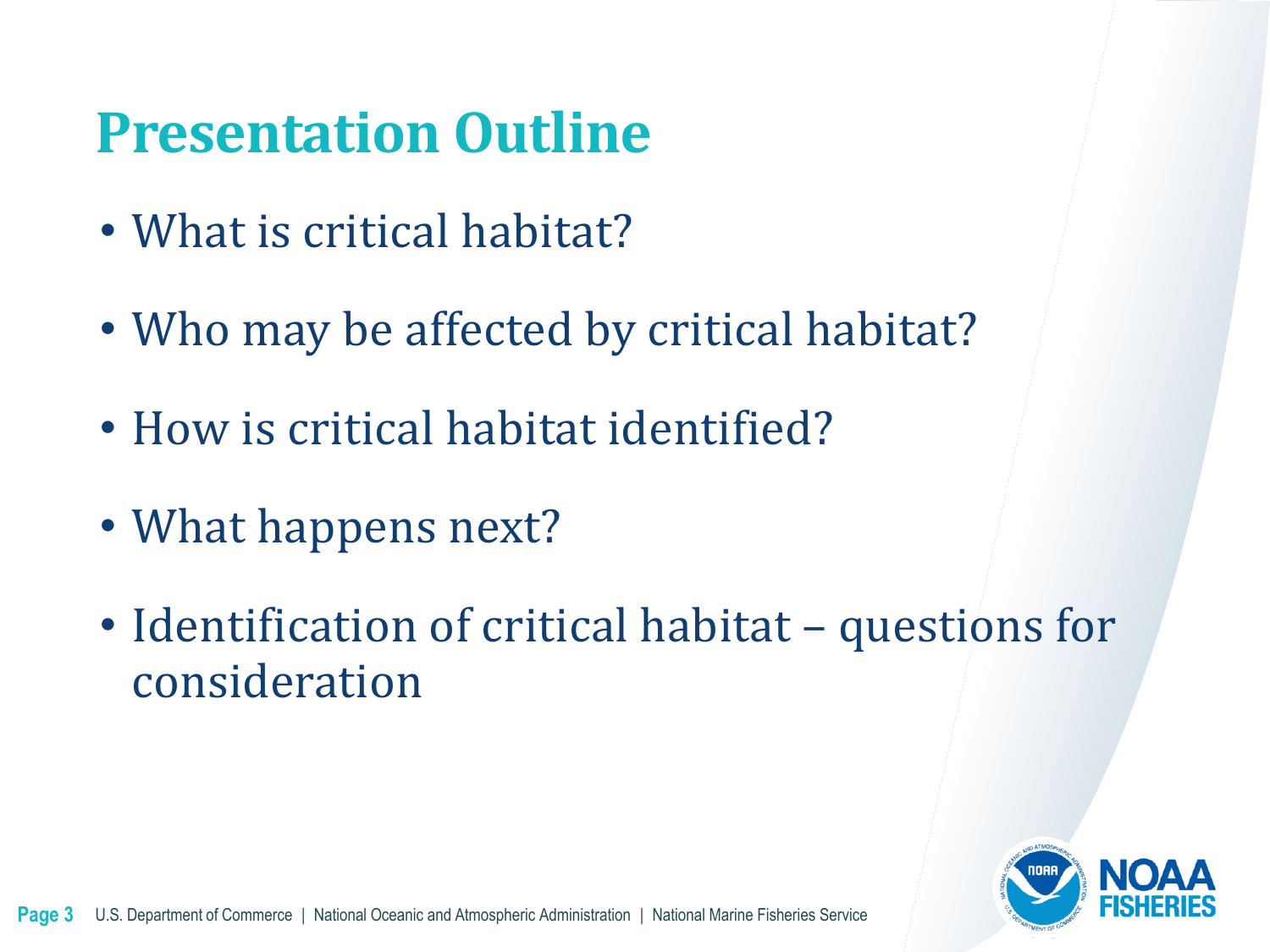# Presentation Outline

- What is critical habitat?
- Who may be affected by critical habitat?
- How is critical habitat identified?
- What happens next?
- Identification of critical habitat – questions for consideration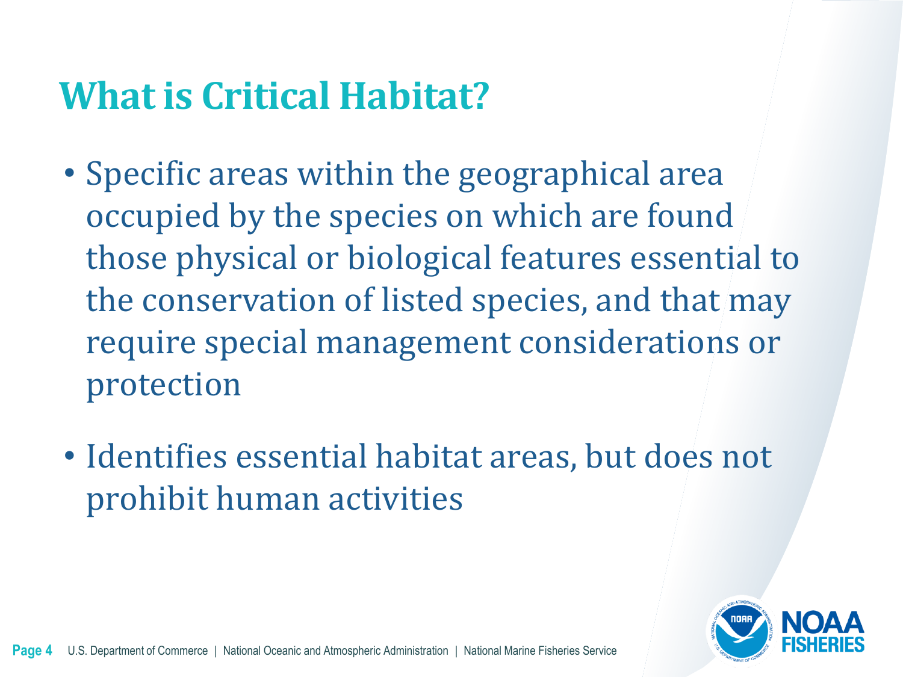# What is Critical Habitat?

- Specific areas within the geographical area occupied by the species on which are found those physical or biological features essential to the conservation of listed species, and that may require special management considerations or protection
- Identifies essential habitat areas, but does not prohibit human activities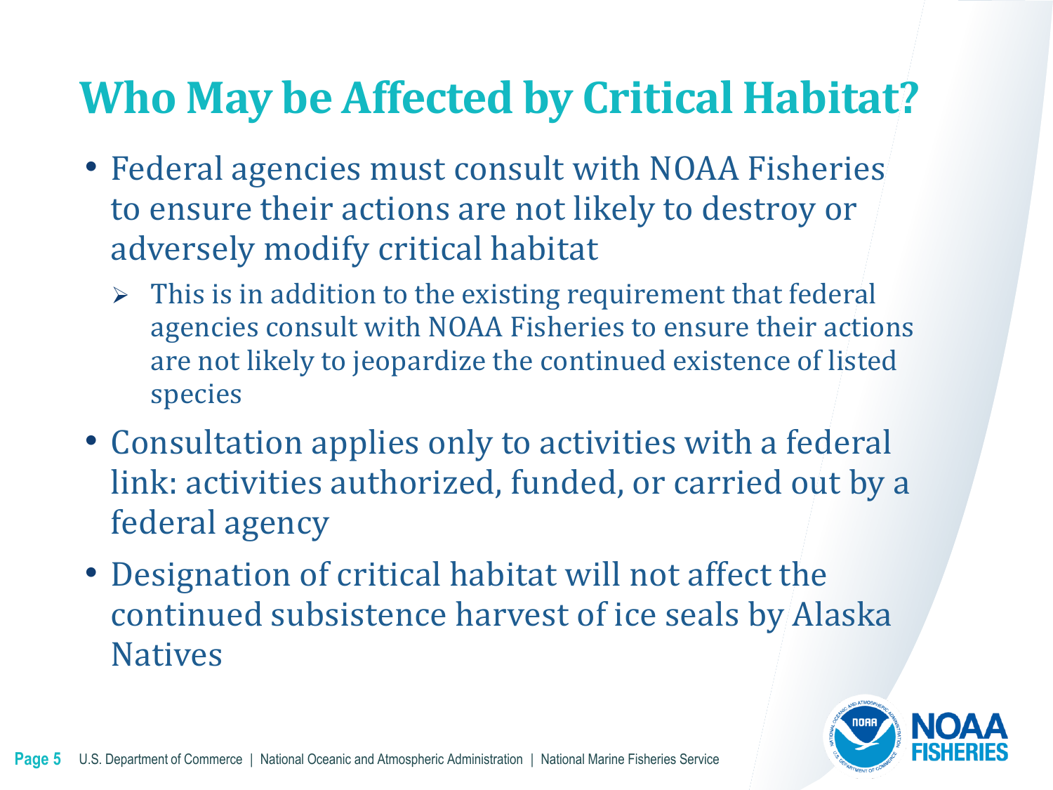# Who May be Affected by Critical Habitat?

- Federal agencies must consult with NOAA Fisheries to ensure their actions are not likely to destroy or adversely modify critical habitat
  - This is in addition to the existing requirement that federal agencies consult with NOAA Fisheries to ensure their actions are not likely to jeopardize the continued existence of listed species
- Consultation applies only to activities with a federal link: activities authorized, funded, or carried out by a federal agency
- Designation of critical habitat will not affect the continued subsistence harvest of ice seals by Alaska Natives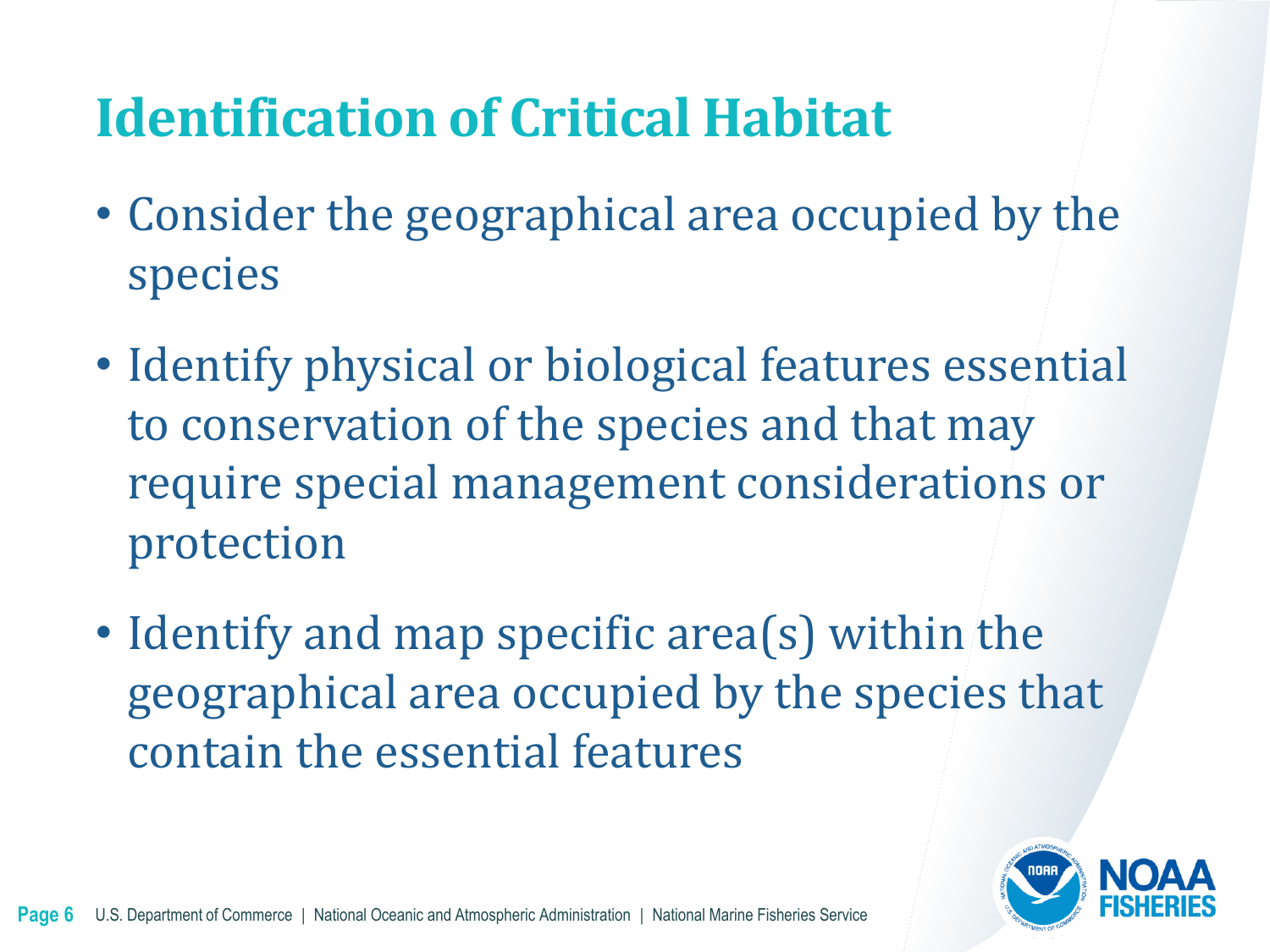# Identification of Critical Habitat

- Consider the geographical area occupied by the species
- Identify physical or biological features essential to conservation of the species and that may require special management considerations or protection
- Identify and map specific area(s) within the geographical area occupied by the species that contain the essential features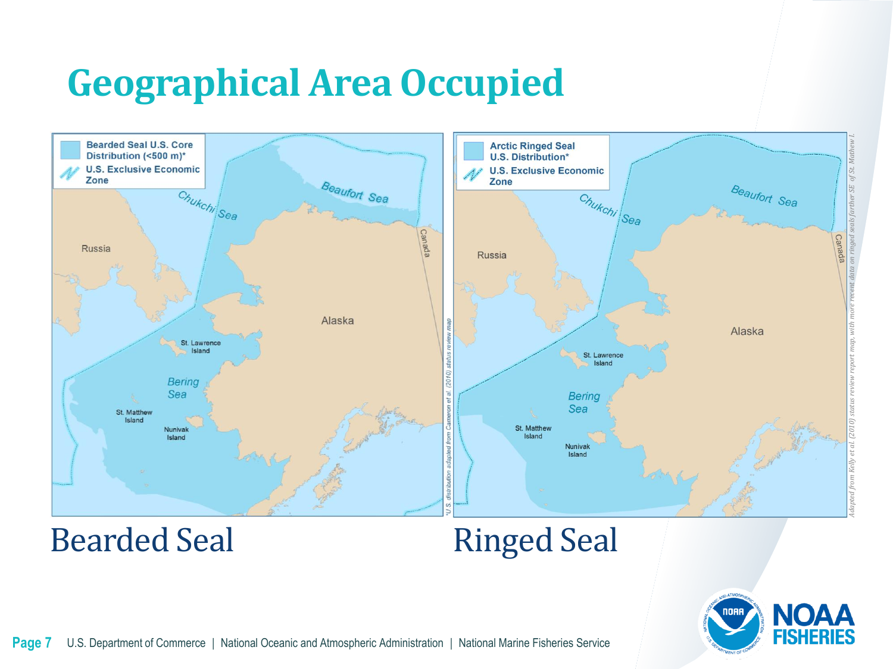# Geographical Area Occupied

Bearded Seal U.S. Core Distribution (<500 m)*

U.S. Exclusive Economic Zone

Chukchi Sea

Beaufort Sea

Russia

Canada

Alaska

St. Lawrence Island

Bering Sea

St. Matthew Island

Nunivak Island

*U.S. distribution adapted from Cameron et al. (2010) status review map

Arctic Ringed Seal U.S. Distribution*

U.S. Exclusive Economic Zone

Chukchi Sea

Beaufort Sea

Russia

Canada

Alaska

St. Lawrence Island

Bering Sea

St. Matthew Island

Nunivak Island

Adapted from Kelly et al. (2010) status review report map, with more recent data on ringed seals farther SE of St. Mathew I.

Bearded Seal

Ringed Seal

U.S. Department of Commerce | National Oceanic and Atmospheric Administration | National Marine Fisheries Service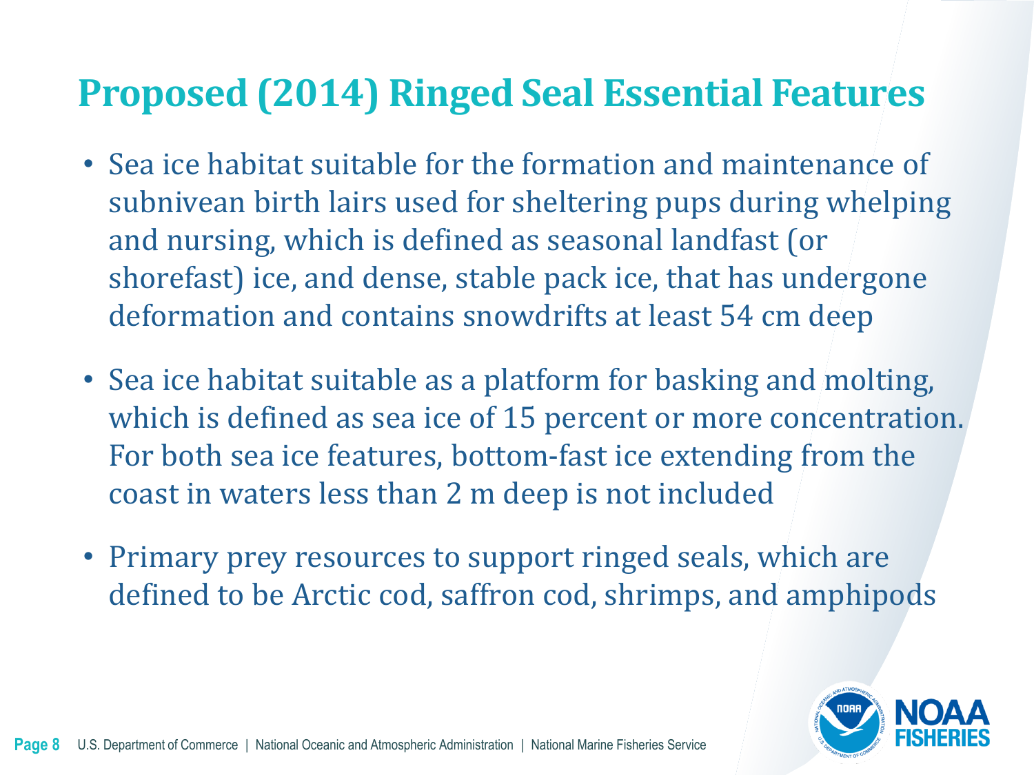# Proposed (2014) Ringed Seal Essential Features

- Sea ice habitat suitable for the formation and maintenance of subnivean birth lairs used for sheltering pups during whelping and nursing, which is defined as seasonal landfast (or shorefast) ice, and dense, stable pack ice, that has undergone deformation and contains snowdrifts at least 54 cm deep
- Sea ice habitat suitable as a platform for basking and molting, which is defined as sea ice of 15 percent or more concentration. For both sea ice features, bottom-fast ice extending from the coast in waters less than 2 m deep is not included
- Primary prey resources to support ringed seals, which are defined to be Arctic cod, saffron cod, shrimps, and amphipods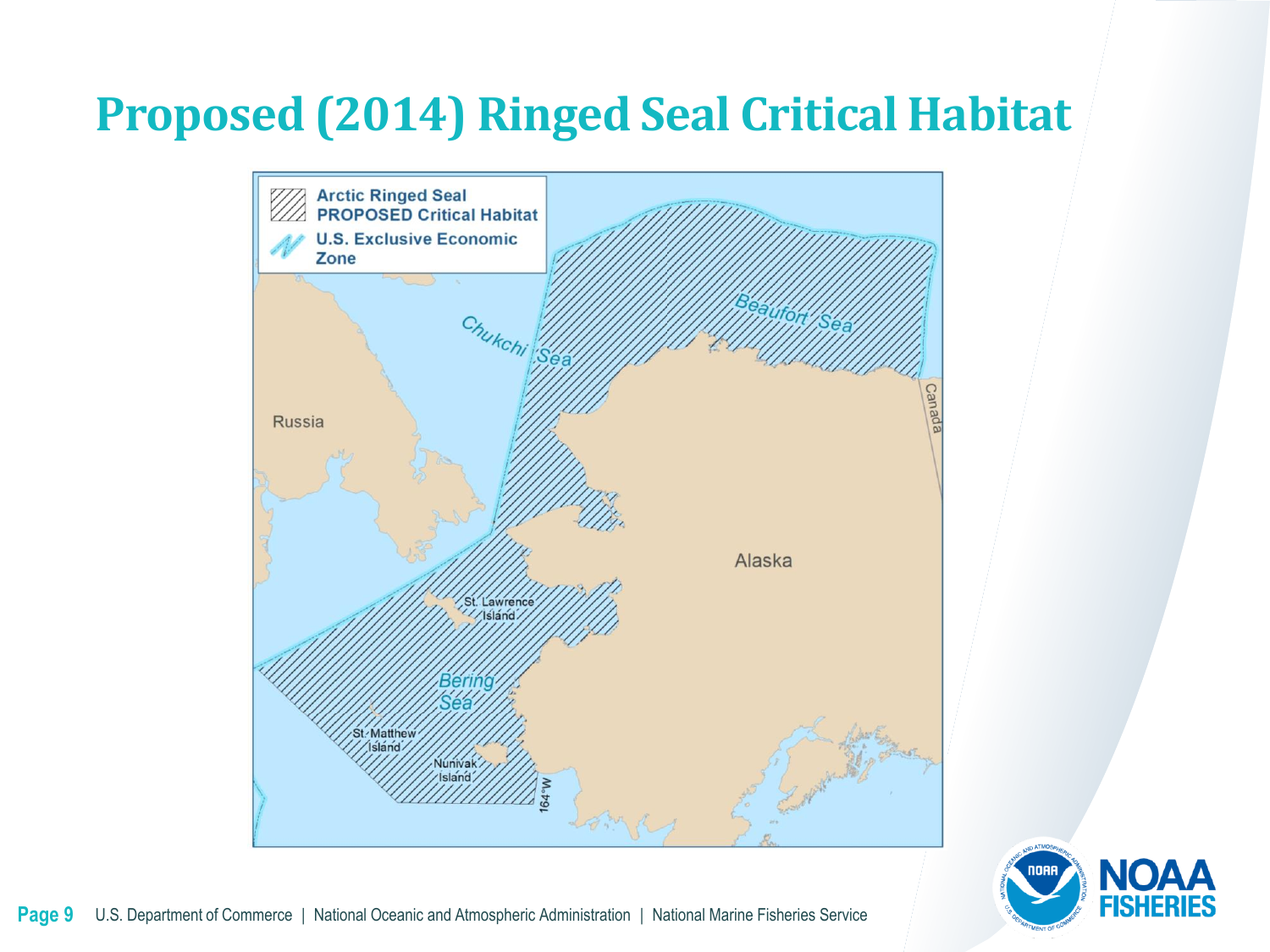# Proposed (2014) Ringed Seal Critical Habitat

Arctic Ringed Seal PROPOSED Critical Habitat

U.S. Exclusive Economic Zone

Chukchi Sea

Beaufort Sea

Russia

Canada

Alaska

St. Lawrence Island

Bering Sea

St. Matthew Island

Nunivak Island

164°W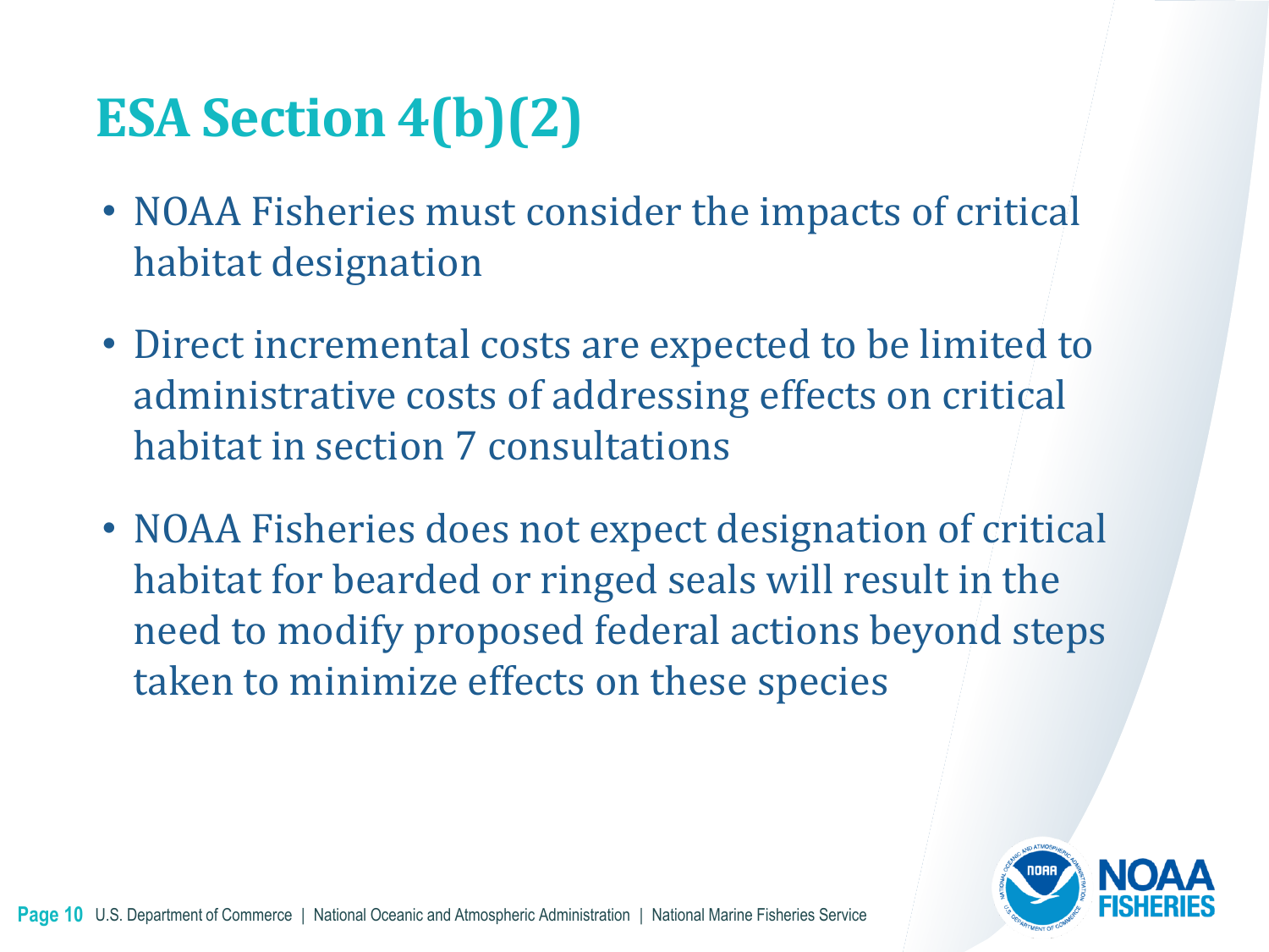# ESA Section 4(b)(2)

- NOAA Fisheries must consider the impacts of critical habitat designation
- Direct incremental costs are expected to be limited to administrative costs of addressing effects on critical habitat in section 7 consultations
- NOAA Fisheries does not expect designation of critical habitat for bearded or ringed seals will result in the need to modify proposed federal actions beyond steps taken to minimize effects on these species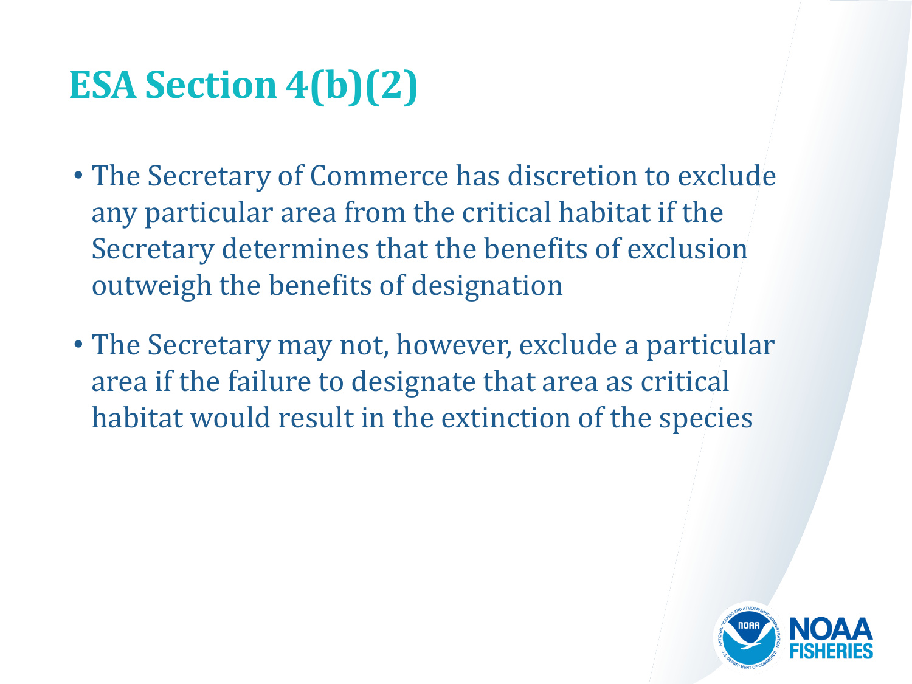# ESA Section 4(b)(2)

- The Secretary of Commerce has discretion to exclude any particular area from the critical habitat if the Secretary determines that the benefits of exclusion outweigh the benefits of designation
- The Secretary may not, however, exclude a particular area if the failure to designate that area as critical habitat would result in the extinction of the species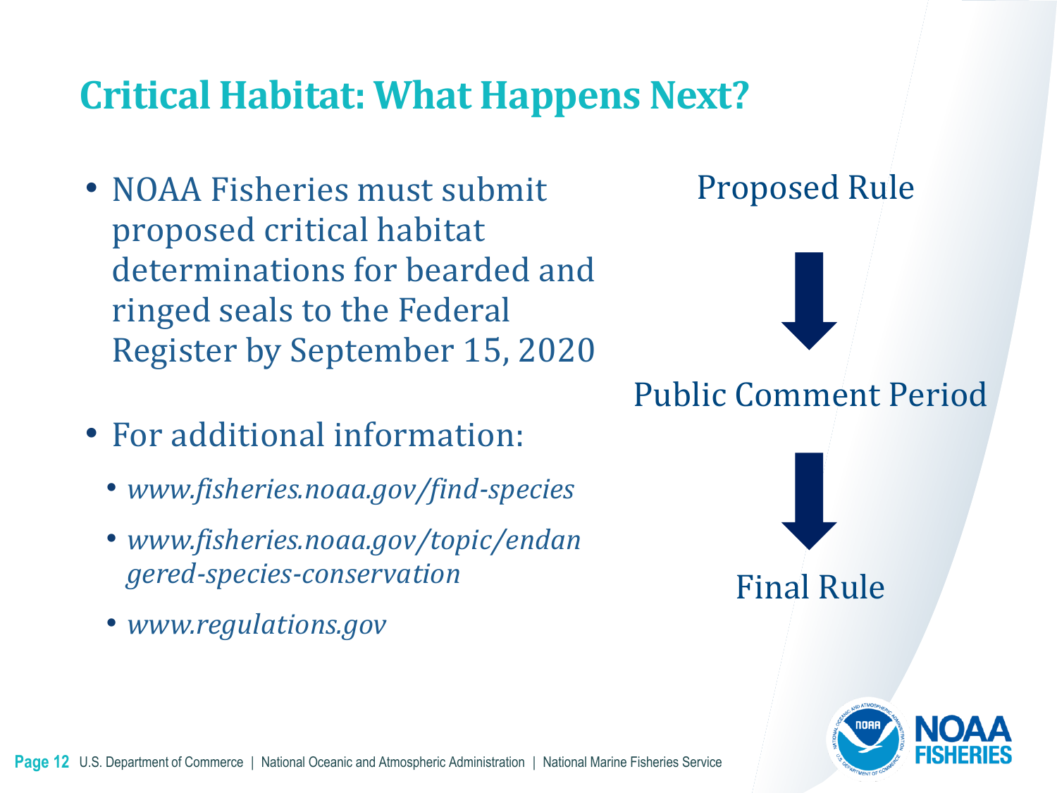# Critical Habitat: What Happens Next?

- NOAA Fisheries must submit proposed critical habitat determinations for bearded and ringed seals to the Federal Register by September 15, 2020

- For additional information:
  - *www.fisheries.noaa.gov/find-species*
  - *www.fisheries.noaa.gov/topic/endangered-species-conservation*
  - *www.regulations.gov*

Proposed Rule

↓

Public Comment Period

↓

Final Rule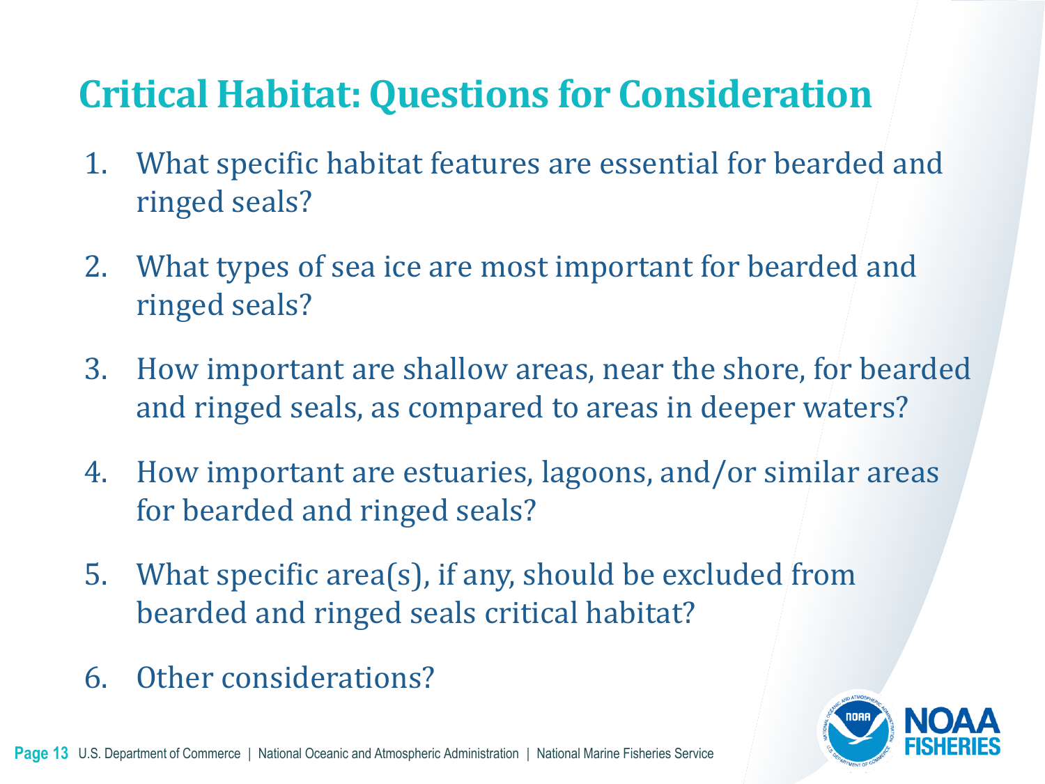# Critical Habitat: Questions for Consideration

1. What specific habitat features are essential for bearded and ringed seals?
2. What types of sea ice are most important for bearded and ringed seals?
3. How important are shallow areas, near the shore, for bearded and ringed seals, as compared to areas in deeper waters?
4. How important are estuaries, lagoons, and/or similar areas for bearded and ringed seals?
5. What specific area(s), if any, should be excluded from bearded and ringed seals critical habitat?
6. Other considerations?